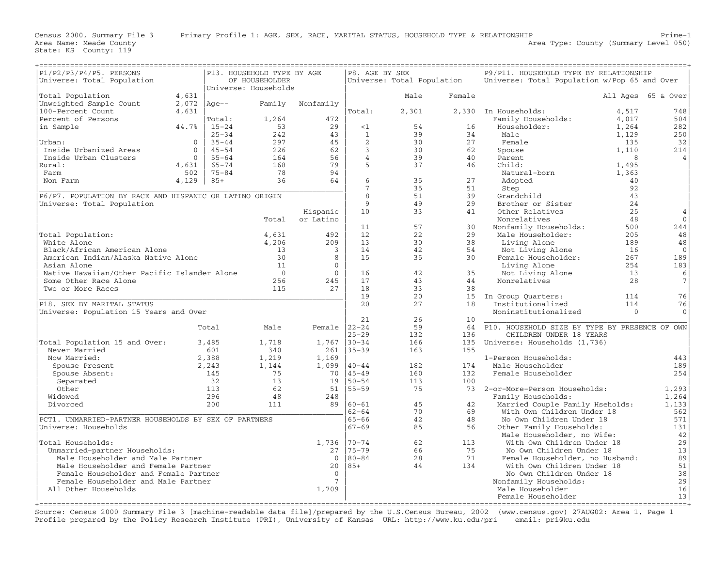Census 2000, Summary File 3 — Primary Profile 1: AGE, SEX, RACE, MARITAL STATUS, HOUSEHOLD TYPE & RELATIONSHIP — Prime-1

Area Name: Meade County — Area Type: County (Summary Level 050)

State: KS County: 119

## P1/P2/P3/P4/P5. PERSONS

Universe: Total Population

| | |
|---|---|
| Total Population | 4,631 |
| Unweighted Sample Count | 2,072 |
| 100-Percent Count | 4,631 |
| Percent of Persons in Sample | 44.7% |
| Urban: | 0 |
| Inside Urbanized Areas | 0 |
| Inside Urban Clusters | 0 |
| Rural: | 4,631 |
| Farm | 502 |
| Non Farm | 4,129 |

## P13. HOUSEHOLD TYPE BY AGE OF HOUSEHOLDER

Universe: Households

| Age-- | Family | Nonfamily |
|---|---|---|
| Total: | 1,264 | 472 |
| 15-24 | 53 | 29 |
| 25-34 | 242 | 43 |
| 35-44 | 297 | 45 |
| 45-54 | 226 | 62 |
| 55-64 | 164 | 56 |
| 65-74 | 168 | 79 |
| 75-84 | 78 | 94 |
| 85+ | 36 | 64 |

## P6/P7. POPULATION BY RACE AND HISPANIC OR LATINO ORIGIN

Universe: Total Population

| | Total | Hispanic or Latino |
|---|---|---|
| Total Population: | 4,631 | 492 |
| White Alone | 4,206 | 209 |
| Black/African American Alone | 13 | 3 |
| American Indian/Alaska Native Alone | 30 | 8 |
| Asian Alone | 11 | 0 |
| Native Hawaiian/Other Pacific Islander Alone | 0 | 0 |
| Some Other Race Alone | 256 | 245 |
| Two or More Races | 115 | 27 |

## P18. SEX BY MARITAL STATUS

Universe: Population 15 Years and Over

| | Total | Male | Female |
|---|---|---|---|
| Total Population 15 and Over: | 3,485 | 1,718 | 1,767 |
| Never Married | 601 | 340 | 261 |
| Now Married: | 2,388 | 1,219 | 1,169 |
| Spouse Present | 2,243 | 1,144 | 1,099 |
| Spouse Absent: | 145 | 75 | 70 |
| Separated | 32 | 13 | 19 |
| Other | 113 | 62 | 51 |
| Widowed | 296 | 48 | 248 |
| Divorced | 200 | 111 | 89 |

## PCT1. UNMARRIED-PARTNER HOUSEHOLDS BY SEX OF PARTNERS

Universe: Households

| | |
|---|---|
| Total Households: | 1,736 |
| Unmarried-partner Households: | 27 |
| Male Householder and Male Partner | 0 |
| Male Householder and Female Partner | 20 |
| Female Householder and Female Partner | 0 |
| Female Householder and Male Partner | 7 |
| All Other Households | 1,709 |

## P8. AGE BY SEX

Universe: Total Population

| | Male | Female |
|---|---|---|
| Total: | 2,301 | 2,330 |
| <1 | 54 | 16 |
| 1 | 39 | 34 |
| 2 | 30 | 27 |
| 3 | 30 | 62 |
| 4 | 39 | 40 |
| 5 | 37 | 46 |
| 6 | 35 | 27 |
| 7 | 35 | 51 |
| 8 | 51 | 39 |
| 9 | 49 | 29 |
| 10 | 33 | 41 |
| 11 | 57 | 30 |
| 12 | 22 | 29 |
| 13 | 30 | 38 |
| 14 | 42 | 54 |
| 15 | 35 | 30 |
| 16 | 42 | 35 |
| 17 | 43 | 44 |
| 18 | 33 | 38 |
| 19 | 20 | 15 |
| 20 | 27 | 18 |
| 21 | 26 | 10 |
| 22-24 | 59 | 64 |
| 25-29 | 132 | 136 |
| 30-34 | 166 | 135 |
| 35-39 | 163 | 155 |
| 40-44 | 182 | 174 |
| 45-49 | 160 | 132 |
| 50-54 | 113 | 100 |
| 55-59 | 75 | 73 |
| 60-61 | 45 | 42 |
| 62-64 | 70 | 69 |
| 65-66 | 42 | 48 |
| 67-69 | 85 | 56 |
| 70-74 | 62 | 113 |
| 75-79 | 66 | 75 |
| 80-84 | 28 | 71 |
| 85+ | 44 | 134 |

## P9/P11. HOUSEHOLD TYPE BY RELATIONSHIP

Universe: Total Population w/Pop 65 and Over

| | All Ages | 65 & Over |
|---|---|---|
| In Households: | 4,517 | 748 |
| Family Households: | 4,017 | 504 |
| Householder: | 1,264 | 282 |
| Male | 1,129 | 250 |
| Female | 135 | 32 |
| Spouse | 1,110 | 214 |
| Parent | 8 | 4 |
| Child: | 1,495 | |
| Natural-born | 1,363 | |
| Adopted | 40 | |
| Step | 92 | |
| Grandchild | 43 | |
| Brother or Sister | 24 | |
| Other Relatives | 25 | 4 |
| Nonrelatives | 48 | 0 |
| Nonfamily Households: | 500 | 244 |
| Male Householder: | 205 | 48 |
| Living Alone | 189 | 48 |
| Not Living Alone | 16 | 0 |
| Female Householder: | 267 | 189 |
| Living Alone | 254 | 183 |
| Not Living Alone | 13 | 6 |
| Nonrelatives | 28 | 7 |
| In Group Quarters: | 114 | 76 |
| Institutionalized | 114 | 76 |
| Noninstitutionalized | 0 | 0 |

## P10. HOUSEHOLD SIZE BY TYPE BY PRESENCE OF OWN CHILDREN UNDER 18 YEARS

Universe: Households (1,736)

| | |
|---|---|
| 1-Person Households: | 443 |
| Male Householder | 189 |
| Female Householder | 254 |
| 2-or-More-Person Households: | 1,293 |
| Family Households: | 1,264 |
| Married Couple Family Hseholds: | 1,133 |
| With Own Children Under 18 | 562 |
| No Own Children Under 18 | 571 |
| Other Family Households: | 131 |
| Male Householder, no Wife: | 42 |
| With Own Children Under 18 | 29 |
| No Own Children Under 18 | 13 |
| Female Householder, no Husband: | 89 |
| With Own Children Under 18 | 51 |
| No Own Children Under 18 | 38 |
| Nonfamily Households: | 29 |
| Male Householder | 16 |
| Female Householder | 13 |

Source: Census 2000 Summary File 3 [machine-readable data file]/prepared by the U.S.Census Bureau, 2002 (www.census.gov) 27AUG02: Area 1, Page 1
Profile prepared by the Policy Research Institute (PRI), University of Kansas URL: http://www.ku.edu/pri email: pri@ku.edu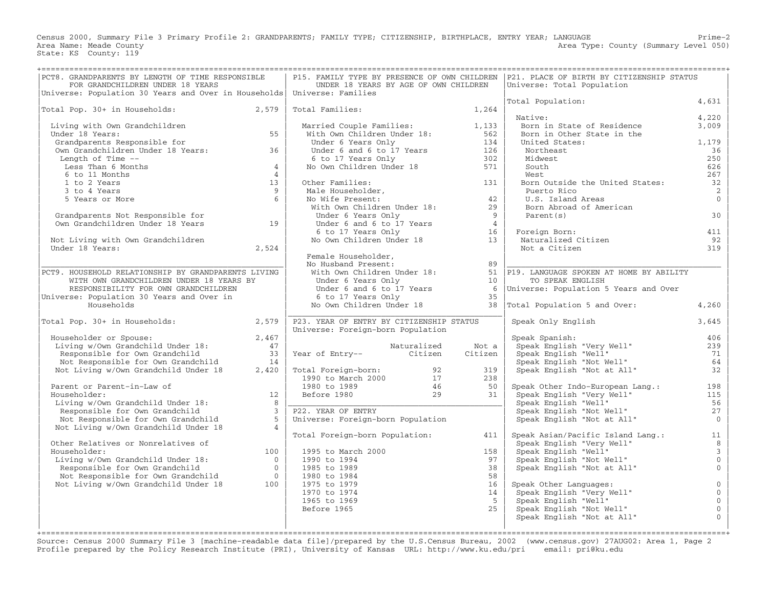Census 2000, Summary File 3 Primary Profile 2: GRANDPARENTS; FAMILY TYPE; CITIZENSHIP, BIRTHPLACE, ENTRY YEAR; LANGUAGE
Area Name: Meade County
State: KS County: 119

Prime-2
Area Type: County (Summary Level 050)

## PCT8. GRANDPARENTS BY LENGTH OF TIME RESPONSIBLE FOR GRANDCHILDREN UNDER 18 YEARS

Universe: Population 30 Years and Over in Households

| | |
|---|---|
| Total Pop. 30+ in Households: | 2,579 |
| Living with Own Grandchildren Under 18 Years: | 55 |
| Grandparents Responsible for Own Grandchildren Under 18 Years: | 36 |
| Length of Time -- | |
| Less Than 6 Months | 4 |
| 6 to 11 Months | 4 |
| 1 to 2 Years | 13 |
| 3 to 4 Years | 9 |
| 5 Years or More | 6 |
| Grandparents Not Responsible for Own Grandchildren Under 18 Years | 19 |
| Not Living with Own Grandchildren Under 18 Years: | 2,524 |

## PCT9. HOUSEHOLD RELATIONSHIP BY GRANDPARENTS LIVING WITH OWN GRANDCHILDREN UNDER 18 YEARS BY RESPONSIBILITY FOR OWN GRANDCHILDREN

Universe: Population 30 Years and Over in Households

| | |
|---|---|
| Total Pop. 30+ in Households: | 2,579 |
| Householder or Spouse: | 2,467 |
| Living w/Own Grandchild Under 18: | 47 |
| Responsible for Own Grandchild | 33 |
| Not Responsible for Own Grandchild | 14 |
| Not Living w/Own Grandchild Under 18 | 2,420 |
| Parent or Parent-in-Law of Householder: | 12 |
| Living w/Own Grandchild Under 18: | 8 |
| Responsible for Own Grandchild | 3 |
| Not Responsible for Own Grandchild | 5 |
| Not Living w/Own Grandchild Under 18 | 4 |
| Other Relatives or Nonrelatives of Householder: | 100 |
| Living w/Own Grandchild Under 18: | 0 |
| Responsible for Own Grandchild | 0 |
| Not Responsible for Own Grandchild | 0 |
| Not Living w/Own Grandchild Under 18 | 100 |

## P15. FAMILY TYPE BY PRESENCE OF OWN CHILDREN UNDER 18 YEARS BY AGE OF OWN CHILDREN

Universe: Families

| | |
|---|---|
| Total Families: | 1,264 |
| Married Couple Families: | 1,133 |
| With Own Children Under 18: | 562 |
| Under 6 Years Only | 134 |
| Under 6 and 6 to 17 Years | 126 |
| 6 to 17 Years Only | 302 |
| No Own Children Under 18 | 571 |
| Other Families: | 131 |
| Male Householder, No Wife Present: | 42 |
| With Own Children Under 18: | 29 |
| Under 6 Years Only | 9 |
| Under 6 and 6 to 17 Years | 4 |
| 6 to 17 Years Only | 16 |
| No Own Children Under 18 | 13 |
| Female Householder, No Husband Present: | 89 |
| With Own Children Under 18: | 51 |
| Under 6 Years Only | 10 |
| Under 6 and 6 to 17 Years | 6 |
| 6 to 17 Years Only | 35 |
| No Own Children Under 18 | 38 |

## P23. YEAR OF ENTRY BY CITIZENSHIP STATUS

Universe: Foreign-born Population

| Year of Entry-- | Naturalized Citizen | Not a Citizen |
|---|---|---|
| Total Foreign-born: | 92 | 319 |
| 1990 to March 2000 | 17 | 238 |
| 1980 to 1989 | 46 | 50 |
| Before 1980 | 29 | 31 |

## P22. YEAR OF ENTRY

Universe: Foreign-born Population

| | |
|---|---|
| Total Foreign-born Population: | 411 |
| 1995 to March 2000 | 158 |
| 1990 to 1994 | 97 |
| 1985 to 1989 | 38 |
| 1980 to 1984 | 58 |
| 1975 to 1979 | 16 |
| 1970 to 1974 | 14 |
| 1965 to 1969 | 5 |
| Before 1965 | 25 |

## P21. PLACE OF BIRTH BY CITIZENSHIP STATUS

Universe: Total Population

| | |
|---|---|
| Total Population: | 4,631 |
| Native: | 4,220 |
| Born in State of Residence | 3,009 |
| Born in Other State in the United States: | 1,179 |
| Northeast | 36 |
| Midwest | 250 |
| South | 626 |
| West | 267 |
| Born Outside the United States: | 32 |
| Puerto Rico | 2 |
| U.S. Island Areas | 0 |
| Born Abroad of American Parent(s) | 30 |
| Foreign Born: | 411 |
| Naturalized Citizen | 92 |
| Not a Citizen | 319 |

## P19. LANGUAGE SPOKEN AT HOME BY ABILITY TO SPEAK ENGLISH

Universe: Population 5 Years and Over

| | |
|---|---|
| Total Population 5 and Over: | 4,260 |
| Speak Only English | 3,645 |
| Speak Spanish: | 406 |
| Speak English "Very Well" | 239 |
| Speak English "Well" | 71 |
| Speak English "Not Well" | 64 |
| Speak English "Not at All" | 32 |
| Speak Other Indo-European Lang.: | 198 |
| Speak English "Very Well" | 115 |
| Speak English "Well" | 56 |
| Speak English "Not Well" | 27 |
| Speak English "Not at All" | 0 |
| Speak Asian/Pacific Island Lang.: | 11 |
| Speak English "Very Well" | 8 |
| Speak English "Well" | 3 |
| Speak English "Not Well" | 0 |
| Speak English "Not at All" | 0 |
| Speak Other Languages: | 0 |
| Speak English "Very Well" | 0 |
| Speak English "Well" | 0 |
| Speak English "Not Well" | 0 |
| Speak English "Not at All" | 0 |

Source: Census 2000 Summary File 3 [machine-readable data file]/prepared by the U.S.Census Bureau, 2002 (www.census.gov) 27AUG02: Area 1, Page 2
Profile prepared by the Policy Research Institute (PRI), University of Kansas URL: http://www.ku.edu/pri email: pri@ku.edu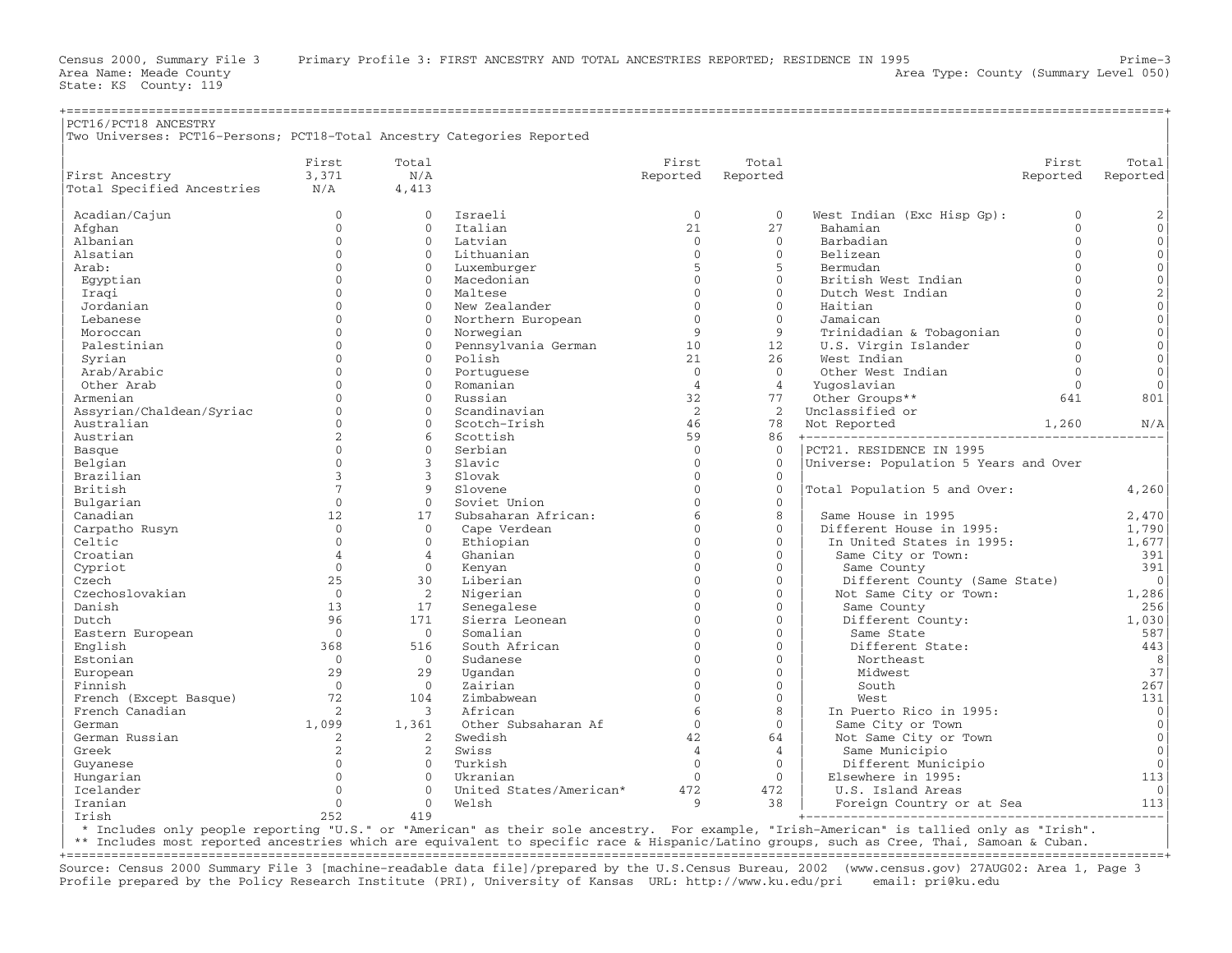Census 2000, Summary File 3 Primary Profile 3: FIRST ANCESTRY AND TOTAL ANCESTRIES REPORTED; RESIDENCE IN 1995 Prime-3
Area Name: Meade County Area Type: County (Summary Level 050)
State: KS County: 119

## PCT16/PCT18 ANCESTRY

Two Universes: PCT16-Persons; PCT18-Total Ancestry Categories Reported

| | First | Total |
|---|---|---|
| First Ancestry | 3,371 | N/A |
| Total Specified Ancestries | N/A | 4,413 |

| Ancestry | First Reported | Total Reported |
|---|---|---|
| Acadian/Cajun | 0 | 0 |
| Afghan | 0 | 0 |
| Albanian | 0 | 0 |
| Alsatian | 0 | 0 |
| Arab: | 0 | 0 |
| Egyptian | 0 | 0 |
| Iraqi | 0 | 0 |
| Jordanian | 0 | 0 |
| Lebanese | 0 | 0 |
| Moroccan | 0 | 0 |
| Palestinian | 0 | 0 |
| Syrian | 0 | 0 |
| Arab/Arabic | 0 | 0 |
| Other Arab | 0 | 0 |
| Armenian | 0 | 0 |
| Assyrian/Chaldean/Syriac | 0 | 0 |
| Australian | 0 | 0 |
| Austrian | 2 | 6 |
| Basque | 0 | 0 |
| Belgian | 0 | 3 |
| Brazilian | 3 | 3 |
| British | 7 | 9 |
| Bulgarian | 0 | 0 |
| Canadian | 12 | 17 |
| Carpatho Rusyn | 0 | 0 |
| Celtic | 0 | 0 |
| Croatian | 4 | 4 |
| Cypriot | 0 | 0 |
| Czech | 25 | 30 |
| Czechoslovakian | 0 | 2 |
| Danish | 13 | 17 |
| Dutch | 96 | 171 |
| Eastern European | 0 | 0 |
| English | 368 | 516 |
| Estonian | 0 | 0 |
| European | 29 | 29 |
| Finnish | 0 | 0 |
| French (Except Basque) | 72 | 104 |
| French Canadian | 2 | 3 |
| German | 1,099 | 1,361 |
| German Russian | 2 | 2 |
| Greek | 2 | 2 |
| Guyanese | 0 | 0 |
| Hungarian | 0 | 0 |
| Icelander | 0 | 0 |
| Iranian | 0 | 0 |
| Irish | 252 | 419 |
| Israeli | 0 | 0 |
| Italian | 21 | 27 |
| Latvian | 0 | 0 |
| Lithuanian | 0 | 0 |
| Luxemburger | 5 | 5 |
| Macedonian | 0 | 0 |
| Maltese | 0 | 0 |
| New Zealander | 0 | 0 |
| Northern European | 0 | 0 |
| Norwegian | 9 | 9 |
| Pennsylvania German | 10 | 12 |
| Polish | 21 | 26 |
| Portuguese | 0 | 0 |
| Romanian | 4 | 4 |
| Russian | 32 | 77 |
| Scandinavian | 2 | 2 |
| Scotch-Irish | 46 | 78 |
| Scottish | 59 | 86 |
| Serbian | 0 | 0 |
| Slavic | 0 | 0 |
| Slovak | 0 | 0 |
| Slovene | 0 | 0 |
| Soviet Union | 0 | 0 |
| Subsaharan African: | 6 | 8 |
| Cape Verdean | 0 | 0 |
| Ethiopian | 0 | 0 |
| Ghanian | 0 | 0 |
| Kenyan | 0 | 0 |
| Liberian | 0 | 0 |
| Nigerian | 0 | 0 |
| Senegalese | 0 | 0 |
| Sierra Leonean | 0 | 0 |
| Somalian | 0 | 0 |
| South African | 0 | 0 |
| Sudanese | 0 | 0 |
| Ugandan | 0 | 0 |
| Zairian | 0 | 0 |
| Zimbabwean | 0 | 0 |
| African | 6 | 8 |
| Other Subsaharan Af | 0 | 0 |
| Swedish | 42 | 64 |
| Swiss | 4 | 4 |
| Turkish | 0 | 0 |
| Ukranian | 0 | 0 |
| United States/American* | 472 | 472 |
| Welsh | 9 | 38 |
| West Indian (Exc Hisp Gp): | 0 | 2 |
| Bahamian | 0 | 0 |
| Barbadian | 0 | 0 |
| Belizean | 0 | 0 |
| Bermudan | 0 | 0 |
| British West Indian | 0 | 0 |
| Dutch West Indian | 0 | 2 |
| Haitian | 0 | 0 |
| Jamaican | 0 | 0 |
| Trinidadian & Tobagonian | 0 | 0 |
| U.S. Virgin Islander | 0 | 0 |
| West Indian | 0 | 0 |
| Other West Indian | 0 | 0 |
| Yugoslavian | 0 | 0 |
| Other Groups** | 641 | 801 |
| Unclassified or Not Reported | 1,260 | N/A |

\* Includes only people reporting "U.S." or "American" as their sole ancestry. For example, "Irish-American" is tallied only as "Irish".
\*\* Includes most reported ancestries which are equivalent to specific race & Hispanic/Latino groups, such as Cree, Thai, Samoan & Cuban.

## PCT21. RESIDENCE IN 1995

Universe: Population 5 Years and Over

| | |
|---|---|
| Total Population 5 and Over: | 4,260 |
| Same House in 1995 | 2,470 |
| Different House in 1995: | 1,790 |
| In United States in 1995: | 1,677 |
| Same City or Town: | 391 |
| Same County | 391 |
| Different County (Same State) | 0 |
| Not Same City or Town: | 1,286 |
| Same County | 256 |
| Different County: | 1,030 |
| Same State | 587 |
| Different State: | 443 |
| Northeast | 8 |
| Midwest | 37 |
| South | 267 |
| West | 131 |
| In Puerto Rico in 1995: | 0 |
| Same City or Town | 0 |
| Not Same City or Town | 0 |
| Same Municipio | 0 |
| Different Municipio | 0 |
| Elsewhere in 1995: | 113 |
| U.S. Island Areas | 0 |
| Foreign Country or at Sea | 113 |

Source: Census 2000 Summary File 3 [machine-readable data file]/prepared by the U.S.Census Bureau, 2002 (www.census.gov) 27AUG02: Area 1, Page 3
Profile prepared by the Policy Research Institute (PRI), University of Kansas URL: http://www.ku.edu/pri email: pri@ku.edu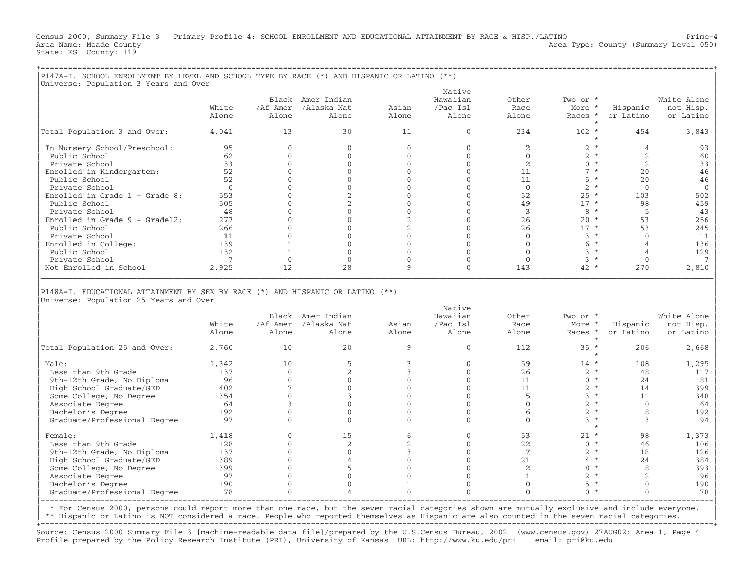Census 2000, Summary File 3 Primary Profile 4: SCHOOL ENROLLMENT AND EDUCATIONAL ATTAINMENT BY RACE & HISP./LATINO Prime-4
Area Name: Meade County Area Type: County (Summary Level 050)
State: KS County: 119

## P147A-I. SCHOOL ENROLLMENT BY LEVEL AND SCHOOL TYPE BY RACE (*) AND HISPANIC OR LATINO (**)

Universe: Population 3 Years and Over

| | White Alone | Black /Af Amer Alone | Amer Indian /Alaska Nat Alone | Asian Alone | Native Hawaiian /Pac Isl Alone | Other Race Alone | Two or More Races * | Hispanic or Latino | White Alone not Hisp. or Latino |
|---|---|---|---|---|---|---|---|---|---|
| Total Population 3 and Over: | 4,041 | 13 | 30 | 11 | 0 | 234 | 102 | 454 | 3,843 |
| In Nursery School/Preschool: | 95 | 0 | 0 | 0 | 0 | 2 | 2 | 4 | 93 |
| Public School | 62 | 0 | 0 | 0 | 0 | 0 | 2 | 2 | 60 |
| Private School | 33 | 0 | 0 | 0 | 0 | 2 | 0 | 2 | 33 |
| Enrolled in Kindergarten: | 52 | 0 | 0 | 0 | 0 | 11 | 7 | 20 | 46 |
| Public School | 52 | 0 | 0 | 0 | 0 | 11 | 5 | 20 | 46 |
| Private School | 0 | 0 | 0 | 0 | 0 | 0 | 2 | 0 | 0 |
| Enrolled in Grade 1 - Grade 8: | 553 | 0 | 2 | 0 | 0 | 52 | 25 | 103 | 502 |
| Public School | 505 | 0 | 2 | 0 | 0 | 49 | 17 | 98 | 459 |
| Private School | 48 | 0 | 0 | 0 | 0 | 3 | 8 | 5 | 43 |
| Enrolled in Grade 9 - Grade12: | 277 | 0 | 0 | 2 | 0 | 26 | 20 | 53 | 256 |
| Public School | 266 | 0 | 0 | 2 | 0 | 26 | 17 | 53 | 245 |
| Private School | 11 | 0 | 0 | 0 | 0 | 0 | 3 | 0 | 11 |
| Enrolled in College: | 139 | 1 | 0 | 0 | 0 | 0 | 6 | 4 | 136 |
| Public School | 132 | 1 | 0 | 0 | 0 | 0 | 3 | 4 | 129 |
| Private School | 7 | 0 | 0 | 0 | 0 | 0 | 3 | 0 | 7 |
| Not Enrolled in School | 2,925 | 12 | 28 | 9 | 0 | 143 | 42 | 270 | 2,810 |

## P148A-I. EDUCATIONAL ATTAINMENT BY SEX BY RACE (*) AND HISPANIC OR LATINO (**)

Universe: Population 25 Years and Over

| | White Alone | Black /Af Amer Alone | Amer Indian /Alaska Nat Alone | Asian Alone | Native Hawaiian /Pac Isl Alone | Other Race Alone | Two or More Races * | Hispanic or Latino | White Alone not Hisp. or Latino |
|---|---|---|---|---|---|---|---|---|---|
| Total Population 25 and Over: | 2,760 | 10 | 20 | 9 | 0 | 112 | 35 | 206 | 2,668 |
| Male: | 1,342 | 10 | 5 | 3 | 0 | 59 | 14 | 108 | 1,295 |
| Less than 9th Grade | 137 | 0 | 2 | 3 | 0 | 26 | 2 | 48 | 117 |
| 9th-12th Grade, No Diploma | 96 | 0 | 0 | 0 | 0 | 11 | 0 | 24 | 81 |
| High School Graduate/GED | 402 | 7 | 0 | 0 | 0 | 11 | 2 | 14 | 399 |
| Some College, No Degree | 354 | 0 | 3 | 0 | 0 | 5 | 3 | 11 | 348 |
| Associate Degree | 64 | 3 | 0 | 0 | 0 | 0 | 2 | 0 | 64 |
| Bachelor's Degree | 192 | 0 | 0 | 0 | 0 | 6 | 2 | 8 | 192 |
| Graduate/Professional Degree | 97 | 0 | 0 | 0 | 0 | 0 | 3 | 3 | 94 |
| Female: | 1,418 | 0 | 15 | 6 | 0 | 53 | 21 | 98 | 1,373 |
| Less than 9th Grade | 128 | 0 | 2 | 2 | 0 | 22 | 0 | 46 | 106 |
| 9th-12th Grade, No Diploma | 137 | 0 | 0 | 3 | 0 | 7 | 2 | 18 | 126 |
| High School Graduate/GED | 389 | 0 | 4 | 0 | 0 | 21 | 4 | 24 | 384 |
| Some College, No Degree | 399 | 0 | 5 | 0 | 0 | 2 | 8 | 8 | 393 |
| Associate Degree | 97 | 0 | 0 | 0 | 0 | 1 | 2 | 2 | 96 |
| Bachelor's Degree | 190 | 0 | 0 | 1 | 0 | 0 | 5 | 0 | 190 |
| Graduate/Professional Degree | 78 | 0 | 4 | 0 | 0 | 0 | 0 | 0 | 78 |

* For Census 2000, persons could report more than one race, but the seven racial categories shown are mutually exclusive and include everyone.
** Hispanic or Latino is NOT considered a race. People who reported themselves as Hispanic are also counted in the seven racial categories.

Source: Census 2000 Summary File 3 [machine-readable data file]/prepared by the U.S.Census Bureau, 2002 (www.census.gov) 27AUG02: Area 1, Page 4
Profile prepared by the Policy Research Institute (PRI), University of Kansas URL: http://www.ku.edu/pri email: pri@ku.edu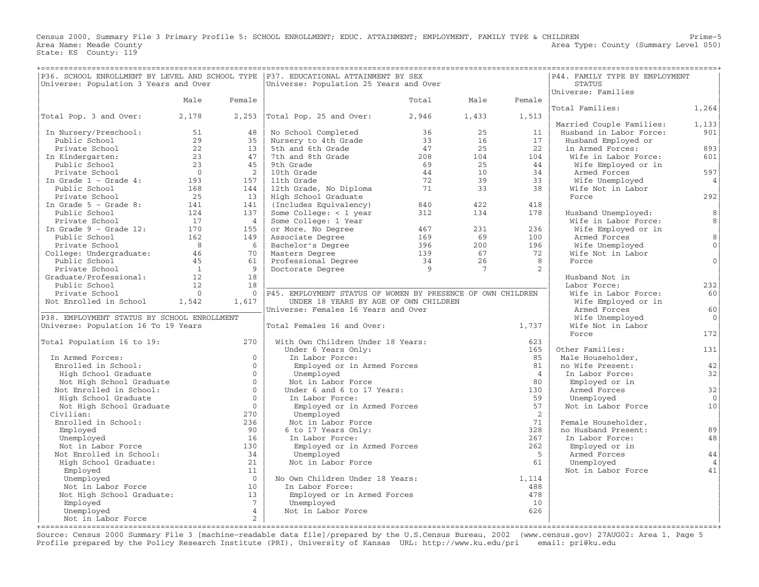Census 2000, Summary File 3 Primary Profile 5: SCHOOL ENROLLMENT; EDUC. ATTAINMENT; EMPLOYMENT, FAMILY TYPE & CHILDREN
Area Name: Meade County
State: KS County: 119

Prime-5
Area Type: County (Summary Level 050)

## P36. SCHOOL ENROLLMENT BY LEVEL AND SCHOOL TYPE
Universe: Population 3 Years and Over

| | Male | Female |
|---|---|---|
| Total Pop. 3 and Over: | 2,178 | 2,253 |
| In Nursery/Preschool: | 51 | 48 |
| Public School | 29 | 35 |
| Private School | 22 | 13 |
| In Kindergarten: | 23 | 47 |
| Public School | 23 | 45 |
| Private School | 0 | 2 |
| In Grade 1 - Grade 4: | 193 | 157 |
| Public School | 168 | 144 |
| Private School | 25 | 13 |
| In Grade 5 - Grade 8: | 141 | 141 |
| Public School | 124 | 137 |
| Private School | 17 | 4 |
| In Grade 9 - Grade 12: | 170 | 155 |
| Public School | 162 | 149 |
| Private School | 8 | 6 |
| College: Undergraduate: | 46 | 70 |
| Public School | 45 | 61 |
| Private School | 1 | 9 |
| Graduate/Professional: | 12 | 18 |
| Public School | 12 | 18 |
| Private School | 0 | 0 |
| Not Enrolled in School | 1,542 | 1,617 |

## P38. EMPLOYMENT STATUS BY SCHOOL ENROLLMENT
Universe: Population 16 To 19 Years

| | |
|---|---|
| Total Population 16 to 19: | 270 |
| In Armed Forces: | 0 |
| Enrolled in School: | 0 |
| High School Graduate | 0 |
| Not High School Graduate | 0 |
| Not Enrolled in School: | 0 |
| High School Graduate | 0 |
| Not High School Graduate | 0 |
| Civilian: | 270 |
| Enrolled in School: | 236 |
| Employed | 90 |
| Unemployed | 16 |
| Not in Labor Force | 130 |
| Not Enrolled in School: | 34 |
| High School Graduate: | 21 |
| Employed | 11 |
| Unemployed | 0 |
| Not in Labor Force | 10 |
| Not High School Graduate: | 13 |
| Employed | 7 |
| Unemployed | 4 |
| Not in Labor Force | 2 |

## P37. EDUCATIONAL ATTAINMENT BY SEX
Universe: Population 25 Years and Over

| | Total | Male | Female |
|---|---|---|---|
| Total Pop. 25 and Over: | 2,946 | 1,433 | 1,513 |
| No School Completed | 36 | 25 | 11 |
| Nursery to 4th Grade | 33 | 16 | 17 |
| 5th and 6th Grade | 47 | 25 | 22 |
| 7th and 8th Grade | 208 | 104 | 104 |
| 9th Grade | 69 | 25 | 44 |
| 10th Grade | 44 | 10 | 34 |
| 11th Grade | 72 | 39 | 33 |
| 12th Grade, No Diploma | 71 | 33 | 38 |
| High School Graduate (Includes Equivalency) | 840 | 422 | 418 |
| Some College: < 1 year | 312 | 134 | 178 |
| Some College: 1 Year or More, No Degree | 467 | 231 | 236 |
| Associate Degree | 169 | 69 | 100 |
| Bachelor's Degree | 396 | 200 | 196 |
| Masters Degree | 139 | 67 | 72 |
| Professional Degree | 34 | 26 | 8 |
| Doctorate Degree | 9 | 7 | 2 |

## P45. EMPLOYMENT STATUS OF WOMEN BY PRESENCE OF OWN CHILDREN UNDER 18 YEARS BY AGE OF OWN CHILDREN
Universe: Females 16 Years and Over

| | |
|---|---|
| Total Females 16 and Over: | 1,737 |
| With Own Children Under 18 Years: | 623 |
| Under 6 Years Only: | 165 |
| In Labor Force: | 85 |
| Employed or in Armed Forces | 81 |
| Unemployed | 4 |
| Not in Labor Force | 80 |
| Under 6 and 6 to 17 Years: | 130 |
| In Labor Force: | 59 |
| Employed or in Armed Forces | 57 |
| Unemployed | 2 |
| Not in Labor Force | 71 |
| 6 to 17 Years Only: | 328 |
| In Labor Force: | 267 |
| Employed or in Armed Forces | 262 |
| Unemployed | 5 |
| Not in Labor Force | 61 |
| No Own Children Under 18 Years: | 1,114 |
| In Labor Force: | 488 |
| Employed or in Armed Forces | 478 |
| Unemployed | 10 |
| Not in Labor Force | 626 |

## P44. FAMILY TYPE BY EMPLOYMENT STATUS
Universe: Families

| | |
|---|---|
| Total Families: | 1,264 |
| Married Couple Families: | 1,133 |
| Husband in Labor Force: | 901 |
| Husband Employed or in Armed Forces: | 893 |
| Wife in Labor Force: | 601 |
| Wife Employed or in Armed Forces | 597 |
| Wife Unemployed | 4 |
| Wife Not in Labor Force | 292 |
| Husband Unemployed: | 8 |
| Wife in Labor Force: | 8 |
| Wife Employed or in Armed Forces | 8 |
| Wife Unemployed | 0 |
| Wife Not in Labor Force | 0 |
| Husband Not in Labor Force: | 232 |
| Wife in Labor Force: | 60 |
| Wife Employed or in Armed Forces | 60 |
| Wife Unemployed | 0 |
| Wife Not in Labor Force | 172 |
| Other Families: | 131 |
| Male Householder, no Wife Present: | 42 |
| In Labor Force: | 32 |
| Employed or in Armed Forces | 32 |
| Unemployed | 0 |
| Not in Labor Force | 10 |
| Female Householder, no Husband Present: | 89 |
| In Labor Force: | 48 |
| Employed or in Armed Forces | 44 |
| Unemployed | 4 |
| Not in Labor Force | 41 |

Source: Census 2000 Summary File 3 [machine-readable data file]/prepared by the U.S.Census Bureau, 2002 (www.census.gov) 27AUG02: Area 1, Page 5
Profile prepared by the Policy Research Institute (PRI), University of Kansas URL: http://www.ku.edu/pri email: pri@ku.edu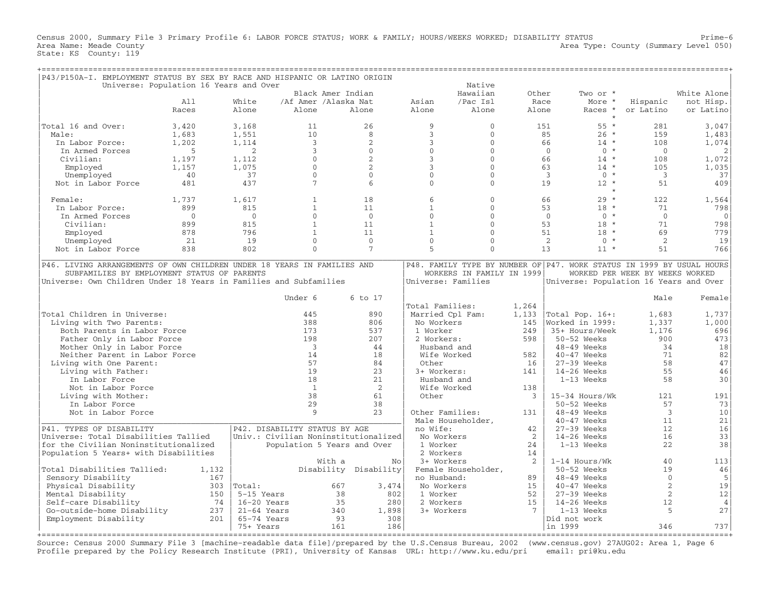Census 2000, Summary File 3 Primary Profile 6: LABOR FORCE STATUS; WORK & FAMILY; HOURS/WEEKS WORKED; DISABILITY STATUS

Area Name: Meade County — Area Type: County (Summary Level 050)

State: KS County: 119

## P43/P150A-I. EMPLOYMENT STATUS BY SEX BY RACE AND HISPANIC OR LATINO ORIGIN

Universe: Population 16 Years and Over

| | All Races | White Alone | Black /Af Amer Alone | Amer Indian /Alaska Nat Alone | Asian Alone | Native Hawaiian /Pac Isl Alone | Other Race Alone | Two or More Races * | Hispanic or Latino | White Alone not Hisp. or Latino |
|---|---|---|---|---|---|---|---|---|---|---|
| Total 16 and Over: | 3,420 | 3,168 | 11 | 26 | 9 | 0 | 151 | 55 * | 281 | 3,047 |
| Male: | 1,683 | 1,551 | 10 | 8 | 3 | 0 | 85 | 26 * | 159 | 1,483 |
| In Labor Force: | 1,202 | 1,114 | 3 | 2 | 3 | 0 | 66 | 14 * | 108 | 1,074 |
| In Armed Forces | 5 | 2 | 3 | 0 | 0 | 0 | 0 | 0 * | 0 | 2 |
| Civilian: | 1,197 | 1,112 | 0 | 2 | 3 | 0 | 66 | 14 * | 108 | 1,072 |
| Employed | 1,157 | 1,075 | 0 | 2 | 3 | 0 | 63 | 14 * | 105 | 1,035 |
| Unemployed | 40 | 37 | 0 | 0 | 0 | 0 | 3 | 0 * | 3 | 37 |
| Not in Labor Force | 481 | 437 | 7 | 6 | 0 | 0 | 19 | 12 * | 51 | 409 |
| Female: | 1,737 | 1,617 | 1 | 18 | 6 | 0 | 66 | 29 * | 122 | 1,564 |
| In Labor Force: | 899 | 815 | 1 | 11 | 1 | 0 | 53 | 18 * | 71 | 798 |
| In Armed Forces | 0 | 0 | 0 | 0 | 0 | 0 | 0 | 0 * | 0 | 0 |
| Civilian: | 899 | 815 | 1 | 11 | 1 | 0 | 53 | 18 * | 71 | 798 |
| Employed | 878 | 796 | 1 | 11 | 1 | 0 | 51 | 18 * | 69 | 779 |
| Unemployed | 21 | 19 | 0 | 0 | 0 | 0 | 2 | 0 * | 2 | 19 |
| Not in Labor Force | 838 | 802 | 0 | 7 | 5 | 0 | 13 | 11 * | 51 | 766 |

## P46. LIVING ARRANGEMENTS OF OWN CHILDREN UNDER 18 YEARS IN FAMILIES AND SUBFAMILIES BY EMPLOYMENT STATUS OF PARENTS

Universe: Own Children Under 18 Years in Families and Subfamilies

| | Under 6 | 6 to 17 |
|---|---|---|
| Total Children in Universe: | 445 | 890 |
| Living with Two Parents: | 388 | 806 |
| Both Parents in Labor Force | 173 | 537 |
| Father Only in Labor Force | 198 | 207 |
| Mother Only in Labor Force | 3 | 44 |
| Neither Parent in Labor Force | 14 | 18 |
| Living with One Parent: | 57 | 84 |
| Living with Father: | 19 | 23 |
| In Labor Force | 18 | 21 |
| Not in Labor Force | 1 | 2 |
| Living with Mother: | 38 | 61 |
| In Labor Force | 29 | 38 |
| Not in Labor Force | 9 | 23 |

## P48. FAMILY TYPE BY NUMBER OF WORKERS IN FAMILY IN 1999

Universe: Families

| | |
|---|---|
| Total Families: | 1,264 |
| Married Cpl Fam: | 1,133 |
| No Workers | 145 |
| 1 Worker | 249 |
| 2 Workers: | 598 |
| Husband and Wife Worked | 582 |
| Other | 16 |
| 3+ Workers: | 141 |
| Husband and Wife Worked | 138 |
| Other | 3 |
| Other Families: | 131 |
| Male Householder, no Wife: | 42 |
| No Workers | 2 |
| 1 Worker | 24 |
| 2 Workers | 14 |
| 3+ Workers | 2 |
| Female Householder, no Husband: | 89 |
| No Workers | 15 |
| 1 Worker | 52 |
| 2 Workers | 15 |
| 3+ Workers | 7 |

## P47. WORK STATUS IN 1999 BY USUAL HOURS WORKED PER WEEK BY WEEKS WORKED

Universe: Population 16 Years and Over

| | Male | Female |
|---|---|---|
| Total Pop. 16+: | 1,683 | 1,737 |
| Worked in 1999: | 1,337 | 1,000 |
| 35+ Hours/Week | 1,176 | 696 |
| 50-52 Weeks | 900 | 473 |
| 48-49 Weeks | 34 | 18 |
| 40-47 Weeks | 71 | 82 |
| 27-39 Weeks | 58 | 47 |
| 14-26 Weeks | 55 | 46 |
| 1-13 Weeks | 58 | 30 |
| 15-34 Hours/Wk | 121 | 191 |
| 50-52 Weeks | 57 | 73 |
| 48-49 Weeks | 3 | 10 |
| 40-47 Weeks | 11 | 21 |
| 27-39 Weeks | 12 | 16 |
| 14-26 Weeks | 16 | 33 |
| 1-13 Weeks | 22 | 38 |
| 1-14 Hours/Wk | 40 | 113 |
| 50-52 Weeks | 19 | 46 |
| 48-49 Weeks | 0 | 5 |
| 40-47 Weeks | 2 | 19 |
| 27-39 Weeks | 2 | 12 |
| 14-26 Weeks | 12 | 4 |
| 1-13 Weeks | 5 | 27 |
| Did not work in 1999 | 346 | 737 |

## P41. TYPES OF DISABILITY

Universe: Total Disabilities Tallied for the Civilian Noninstitutionalized Population 5 Years+ with Disabilities

| | |
|---|---|
| Total Disabilities Tallied: | 1,132 |
| Sensory Disability | 167 |
| Physical Disability | 303 |
| Mental Disability | 150 |
| Self-care Disability | 74 |
| Go-outside-home Disability | 237 |
| Employment Disability | 201 |

## P42. DISABILITY STATUS BY AGE

Univ.: Civilian Noninstitutionalized Population 5 Years and Over

| | With a Disability | No Disability |
|---|---|---|
| Total: | 667 | 3,474 |
| 5-15 Years | 38 | 802 |
| 16-20 Years | 35 | 280 |
| 21-64 Years | 340 | 1,898 |
| 65-74 Years | 93 | 308 |
| 75+ Years | 161 | 186 |

Source: Census 2000 Summary File 3 [machine-readable data file]/prepared by the U.S.Census Bureau, 2002 (www.census.gov) 27AUG02: Area 1, Page 6
Profile prepared by the Policy Research Institute (PRI), University of Kansas URL: http://www.ku.edu/pri email: pri@ku.edu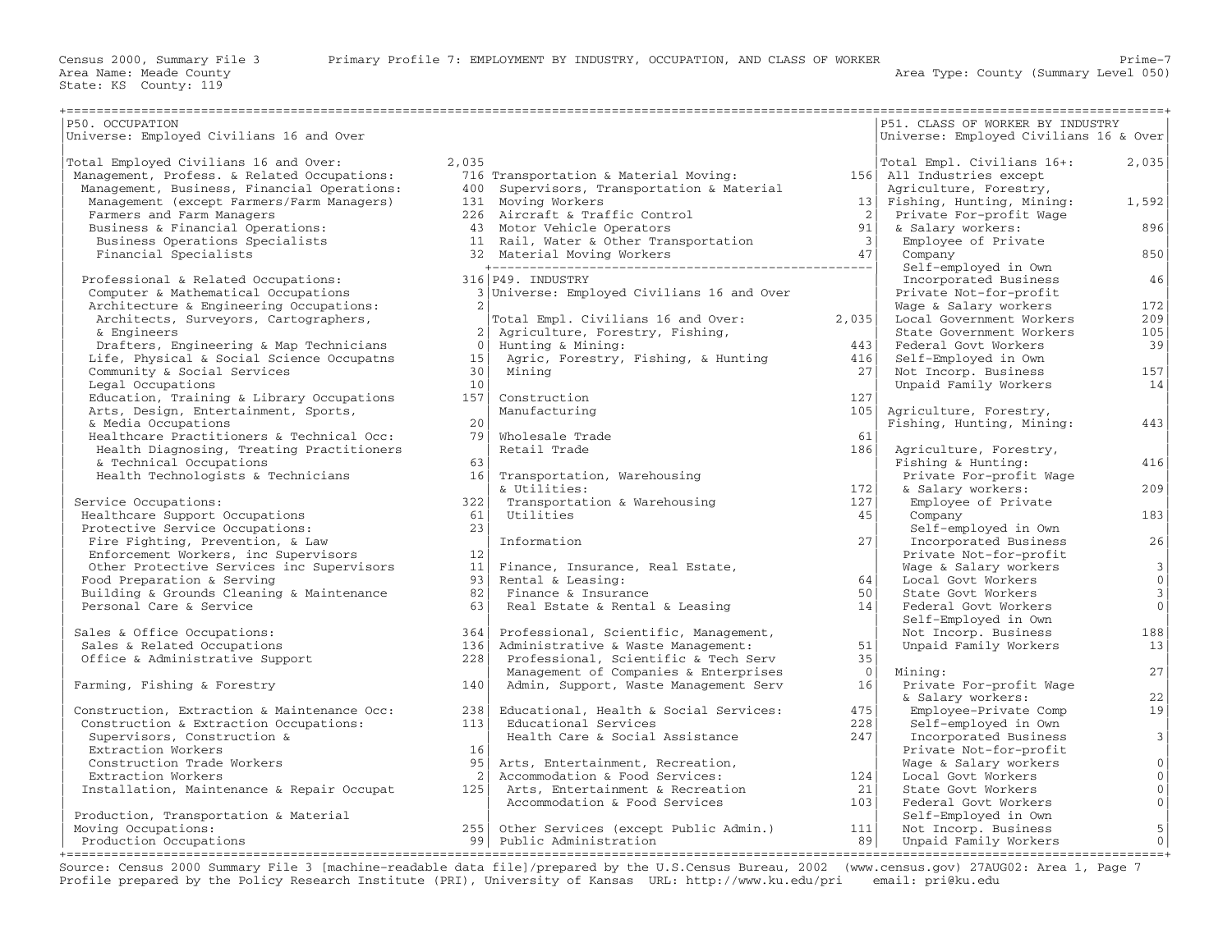Census 2000, Summary File 3 — Primary Profile 7: EMPLOYMENT BY INDUSTRY, OCCUPATION, AND CLASS OF WORKER

Area Name: Meade County — Area Type: County (Summary Level 050)

State: KS County: 119

## P50. OCCUPATION

Universe: Employed Civilians 16 and Over

| Occupation | Count |
|---|---|
| Total Employed Civilians 16 and Over: | 2,035 |
| Management, Profess. & Related Occupations: | 716 |
| Management, Business, Financial Operations: | 400 |
| Management (except Farmers/Farm Managers) | 131 |
| Farmers and Farm Managers | 226 |
| Business & Financial Operations: | 43 |
| Business Operations Specialists | 11 |
| Financial Specialists | 32 |
| Professional & Related Occupations: | 316 |
| Computer & Mathematical Occupations | 3 |
| Architecture & Engineering Occupations: | 2 |
| Architects, Surveyors, Cartographers, & Engineers | 2 |
| Drafters, Engineering & Map Technicians | 0 |
| Life, Physical & Social Science Occupatns | 15 |
| Community & Social Services | 30 |
| Legal Occupations | 10 |
| Education, Training & Library Occupations | 157 |
| Arts, Design, Entertainment, Sports, & Media Occupations | 20 |
| Healthcare Practitioners & Technical Occ: | 79 |
| Health Diagnosing, Treating Practitioners & Technical Occupations | 63 |
| Health Technologists & Technicians | 16 |
| Service Occupations: | 322 |
| Healthcare Support Occupations | 61 |
| Protective Service Occupations: | 23 |
| Fire Fighting, Prevention, & Law Enforcement Workers, inc Supervisors | 12 |
| Other Protective Services inc Supervisors | 11 |
| Food Preparation & Serving | 93 |
| Building & Grounds Cleaning & Maintenance | 82 |
| Personal Care & Service | 63 |
| Sales & Office Occupations: | 364 |
| Sales & Related Occupations | 136 |
| Office & Administrative Support | 228 |
| Farming, Fishing & Forestry | 140 |
| Construction, Extraction & Maintenance Occ: | 238 |
| Construction & Extraction Occupations: | 113 |
| Supervisors, Construction & Extraction Workers | 16 |
| Construction Trade Workers | 95 |
| Extraction Workers | 2 |
| Installation, Maintenance & Repair Occupat | 125 |
| Production, Transportation & Material Moving Occupations: | 255 |
| Production Occupations | 99 |
| Transportation & Material Moving: | 156 |
| Supervisors, Transportation & Material Moving Workers | 13 |
| Aircraft & Traffic Control | 2 |
| Motor Vehicle Operators | 91 |
| Rail, Water & Other Transportation | 3 |
| Material Moving Workers | 47 |

## P49. INDUSTRY

Universe: Employed Civilians 16 and Over

| Industry | Count |
|---|---|
| Total Empl. Civilians 16 and Over: | 2,035 |
| Agriculture, Forestry, Fishing, Hunting & Mining: | 443 |
| Agric, Forestry, Fishing, & Hunting | 416 |
| Mining | 27 |
| Construction | 127 |
| Manufacturing | 105 |
| Wholesale Trade | 61 |
| Retail Trade | 186 |
| Transportation, Warehousing & Utilities: | 172 |
| Transportation & Warehousing | 127 |
| Utilities | 45 |
| Information | 27 |
| Finance, Insurance, Real Estate, Rental & Leasing: | 64 |
| Finance & Insurance | 50 |
| Real Estate & Rental & Leasing | 14 |
| Professional, Scientific, Management, Administrative & Waste Management: | 51 |
| Professional, Scientific & Tech Serv | 35 |
| Management of Companies & Enterprises | 0 |
| Admin, Support, Waste Management Serv | 16 |
| Educational, Health & Social Services: | 475 |
| Educational Services | 228 |
| Health Care & Social Assistance | 247 |
| Arts, Entertainment, Recreation, Accommodation & Food Services: | 124 |
| Arts, Entertainment & Recreation | 21 |
| Accommodation & Food Services | 103 |
| Other Services (except Public Admin.) | 111 |
| Public Administration | 89 |

## P51. CLASS OF WORKER BY INDUSTRY

Universe: Employed Civilians 16 & Over

| Class of Worker | Count |
|---|---|
| Total Empl. Civilians 16+: | 2,035 |
| All Industries except Agriculture, Forestry, Fishing, Hunting, Mining: | 1,592 |
| Private For-profit Wage & Salary workers: | 896 |
| Employee of Private Company | 850 |
| Self-employed in Own Incorporated Business | 46 |
| Private Not-for-profit Wage & Salary workers | 172 |
| Local Government Workers | 209 |
| State Government Workers | 105 |
| Federal Govt Workers | 39 |
| Self-Employed in Own Not Incorp. Business | 157 |
| Unpaid Family Workers | 14 |
| Agriculture, Forestry, Fishing, Hunting, Mining: | 443 |
| Agriculture, Forestry, Fishing & Hunting: | 416 |
| Private For-profit Wage & Salary workers: | 209 |
| Employee of Private Company | 183 |
| Self-employed in Own Incorporated Business | 26 |
| Private Not-for-profit Wage & Salary workers | 3 |
| Local Govt Workers | 0 |
| State Govt Workers | 3 |
| Federal Govt Workers | 0 |
| Self-Employed in Own Not Incorp. Business | 188 |
| Unpaid Family Workers | 13 |
| Mining: | 27 |
| Private For-profit Wage & Salary workers: | 22 |
| Employee-Private Comp | 19 |
| Self-employed in Own Incorporated Business | 3 |
| Private Not-for-profit Wage & Salary workers | 0 |
| Local Govt Workers | 0 |
| State Govt Workers | 0 |
| Federal Govt Workers | 0 |
| Self-Employed in Own Not Incorp. Business | 5 |
| Unpaid Family Workers | 0 |

Source: Census 2000 Summary File 3 [machine-readable data file]/prepared by the U.S.Census Bureau, 2002 (www.census.gov) 27AUG02: Area 1, Page 7

Profile prepared by the Policy Research Institute (PRI), University of Kansas URL: http://www.ku.edu/pri email: pri@ku.edu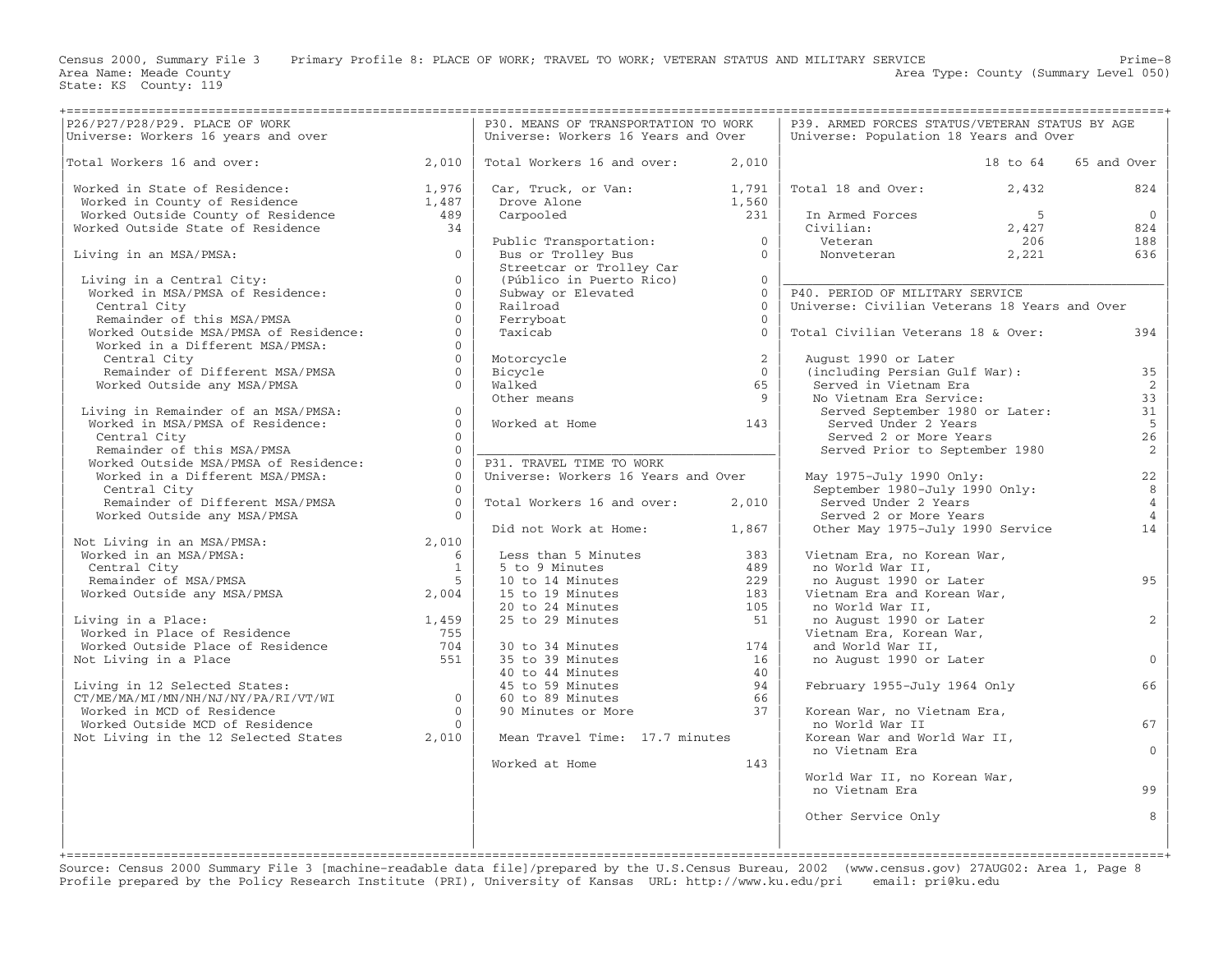Census 2000, Summary File 3 Primary Profile 8: PLACE OF WORK; TRAVEL TO WORK; VETERAN STATUS AND MILITARY SERVICE

Area Name: Meade County
State: KS County: 119
Area Type: County (Summary Level 050)

## P26/P27/P28/P29. PLACE OF WORK

Universe: Workers 16 years and over

| Item | Count |
|---|---|
| Total Workers 16 and over: | 2,010 |
| Worked in State of Residence: | 1,976 |
| Worked in County of Residence | 1,487 |
| Worked Outside County of Residence | 489 |
| Worked Outside State of Residence | 34 |
| Living in an MSA/PMSA: | 0 |
| Living in a Central City: | 0 |
| Worked in MSA/PMSA of Residence: | 0 |
| Central City | 0 |
| Remainder of this MSA/PMSA | 0 |
| Worked Outside MSA/PMSA of Residence: | 0 |
| Worked in a Different MSA/PMSA: | 0 |
| Central City | 0 |
| Remainder of Different MSA/PMSA | 0 |
| Worked Outside any MSA/PMSA | 0 |
| Living in Remainder of an MSA/PMSA: | 0 |
| Worked in MSA/PMSA of Residence: | 0 |
| Central City | 0 |
| Remainder of this MSA/PMSA | 0 |
| Worked Outside MSA/PMSA of Residence: | 0 |
| Worked in a Different MSA/PMSA: | 0 |
| Central City | 0 |
| Remainder of Different MSA/PMSA | 0 |
| Worked Outside any MSA/PMSA | 0 |
| Not Living in an MSA/PMSA: | 2,010 |
| Worked in an MSA/PMSA: | 6 |
| Central City | 1 |
| Remainder of MSA/PMSA | 5 |
| Worked Outside any MSA/PMSA | 2,004 |
| Living in a Place: | 1,459 |
| Worked in Place of Residence | 755 |
| Worked Outside Place of Residence | 704 |
| Not Living in a Place | 551 |
| Living in 12 Selected States: CT/ME/MA/MI/MN/NH/NJ/NY/PA/RI/VT/WI | 0 |
| Worked in MCD of Residence | 0 |
| Worked Outside MCD of Residence | 0 |
| Not Living in the 12 Selected States | 2,010 |

## P30. MEANS OF TRANSPORTATION TO WORK

Universe: Workers 16 Years and Over

| Item | Count |
|---|---|
| Total Workers 16 and over: | 2,010 |
| Car, Truck, or Van: | 1,791 |
| Drove Alone | 1,560 |
| Carpooled | 231 |
| Public Transportation: | 0 |
| Bus or Trolley Bus | 0 |
| Streetcar or Trolley Car (Público in Puerto Rico) | 0 |
| Subway or Elevated | 0 |
| Railroad | 0 |
| Ferryboat | 0 |
| Taxicab | 0 |
| Motorcycle | 2 |
| Bicycle | 0 |
| Walked | 65 |
| Other means | 9 |
| Worked at Home | 143 |

## P31. TRAVEL TIME TO WORK

Universe: Workers 16 Years and Over

| Item | Count |
|---|---|
| Total Workers 16 and over: | 2,010 |
| Did not Work at Home: | 1,867 |
| Less than 5 Minutes | 383 |
| 5 to 9 Minutes | 489 |
| 10 to 14 Minutes | 229 |
| 15 to 19 Minutes | 183 |
| 20 to 24 Minutes | 105 |
| 25 to 29 Minutes | 51 |
| 30 to 34 Minutes | 174 |
| 35 to 39 Minutes | 16 |
| 40 to 44 Minutes | 40 |
| 45 to 59 Minutes | 94 |
| 60 to 89 Minutes | 66 |
| 90 Minutes or More | 37 |
| Mean Travel Time: 17.7 minutes | |
| Worked at Home | 143 |

## P39. ARMED FORCES STATUS/VETERAN STATUS BY AGE

Universe: Population 18 Years and Over

| Item | 18 to 64 | 65 and Over |
|---|---|---|
| Total 18 and Over: | 2,432 | 824 |
| In Armed Forces | 5 | 0 |
| Civilian: | 2,427 | 824 |
| Veteran | 206 | 188 |
| Nonveteran | 2,221 | 636 |

## P40. PERIOD OF MILITARY SERVICE

Universe: Civilian Veterans 18 Years and Over

| Item | Count |
|---|---|
| Total Civilian Veterans 18 & Over: | 394 |
| August 1990 or Later (including Persian Gulf War): | 35 |
| Served in Vietnam Era | 2 |
| No Vietnam Era Service: | 33 |
| Served September 1980 or Later: | 31 |
| Served Under 2 Years | 5 |
| Served 2 or More Years | 26 |
| Served Prior to September 1980 | 2 |
| May 1975-July 1990 Only: | 22 |
| September 1980-July 1990 Only: | 8 |
| Served Under 2 Years | 4 |
| Served 2 or More Years | 4 |
| Other May 1975-July 1990 Service | 14 |
| Vietnam Era, no Korean War, no World War II, no August 1990 or Later | 95 |
| Vietnam Era and Korean War, no World War II, no August 1990 or Later | 2 |
| Vietnam Era, Korean War, and World War II, no August 1990 or Later | 0 |
| February 1955-July 1964 Only | 66 |
| Korean War, no Vietnam Era, no World War II | 67 |
| Korean War and World War II, no Vietnam Era | 0 |
| World War II, no Korean War, no Vietnam Era | 99 |
| Other Service Only | 8 |

Source: Census 2000 Summary File 3 [machine-readable data file]/prepared by the U.S.Census Bureau, 2002 (www.census.gov) 27AUG02: Area 1, Page 8
Profile prepared by the Policy Research Institute (PRI), University of Kansas URL: http://www.ku.edu/pri email: pri@ku.edu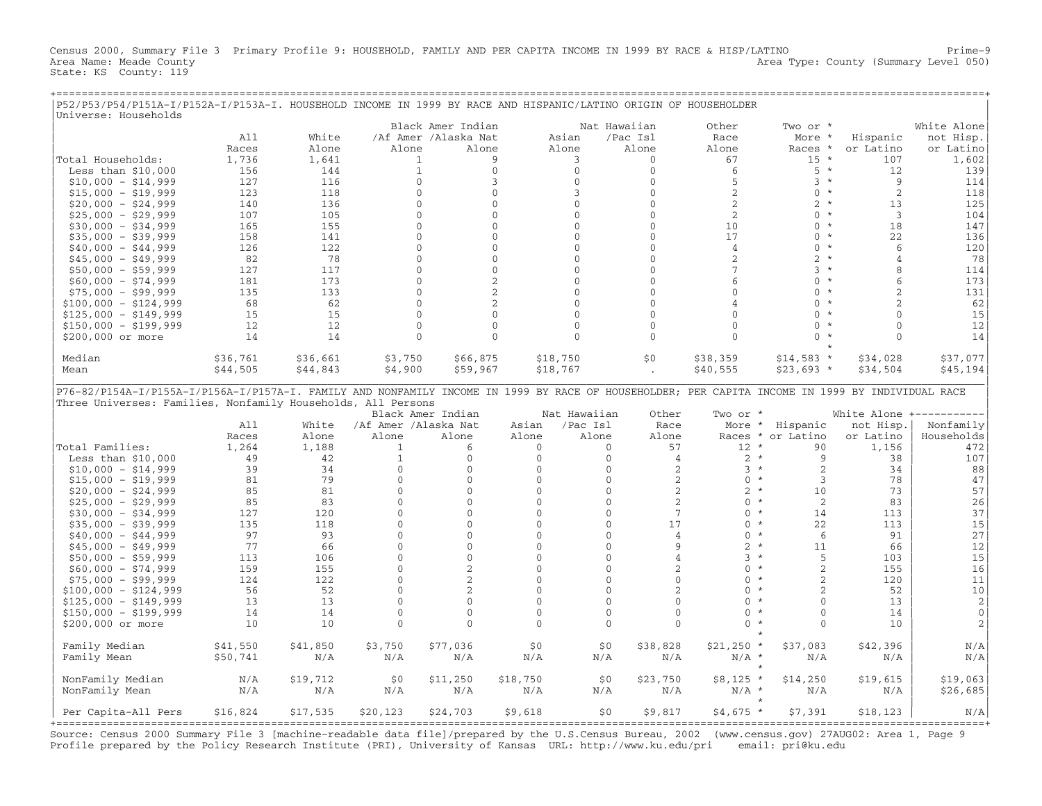Census 2000, Summary File 3 Primary Profile 9: HOUSEHOLD, FAMILY AND PER CAPITA INCOME IN 1999 BY RACE & HISP/LATINO Prime-9
Area Name: Meade County Area Type: County (Summary Level 050)
State: KS County: 119

## P52/P53/P54/P151A-I/P152A-I/P153A-I. HOUSEHOLD INCOME IN 1999 BY RACE AND HISPANIC/LATINO ORIGIN OF HOUSEHOLDER

Universe: Households

| | All Races | White Alone | Black /Af Amer Alone | Amer Indian /Alaska Nat Alone | Asian Alone | Nat Hawaiian /Pac Isl Alone | Other Race Alone | Two or More Races * | Hispanic or Latino | White Alone not Hisp. or Latino |
|---|---|---|---|---|---|---|---|---|---|---|
| Total Households: | 1,736 | 1,641 | 1 | 9 | 3 | 0 | 67 | 15 * | 107 | 1,602 |
| Less than $10,000 | 156 | 144 | 1 | 0 | 0 | 0 | 6 | 5 * | 12 | 139 |
| $10,000 - $14,999 | 127 | 116 | 0 | 3 | 0 | 0 | 5 | 3 * | 9 | 114 |
| $15,000 - $19,999 | 123 | 118 | 0 | 0 | 3 | 0 | 2 | 0 * | 2 | 118 |
| $20,000 - $24,999 | 140 | 136 | 0 | 0 | 0 | 0 | 2 | 2 * | 13 | 125 |
| $25,000 - $29,999 | 107 | 105 | 0 | 0 | 0 | 0 | 2 | 0 * | 3 | 104 |
| $30,000 - $34,999 | 165 | 155 | 0 | 0 | 0 | 0 | 10 | 0 * | 18 | 147 |
| $35,000 - $39,999 | 158 | 141 | 0 | 0 | 0 | 0 | 17 | 0 * | 22 | 136 |
| $40,000 - $44,999 | 126 | 122 | 0 | 0 | 0 | 0 | 4 | 0 * | 6 | 120 |
| $45,000 - $49,999 | 82 | 78 | 0 | 0 | 0 | 0 | 2 | 2 * | 4 | 78 |
| $50,000 - $59,999 | 127 | 117 | 0 | 0 | 0 | 0 | 7 | 3 * | 8 | 114 |
| $60,000 - $74,999 | 181 | 173 | 0 | 2 | 0 | 0 | 6 | 0 * | 6 | 173 |
| $75,000 - $99,999 | 135 | 133 | 0 | 2 | 0 | 0 | 0 | 0 * | 2 | 131 |
| $100,000 - $124,999 | 68 | 62 | 0 | 2 | 0 | 0 | 4 | 0 * | 2 | 62 |
| $125,000 - $149,999 | 15 | 15 | 0 | 0 | 0 | 0 | 0 | 0 * | 0 | 15 |
| $150,000 - $199,999 | 12 | 12 | 0 | 0 | 0 | 0 | 0 | 0 * | 0 | 12 |
| $200,000 or more | 14 | 14 | 0 | 0 | 0 | 0 | 0 | 0 * | 0 | 14 |
| Median | $36,761 | $36,661 | $3,750 | $66,875 | $18,750 | $0 | $38,359 | $14,583 * | $34,028 | $37,077 |
| Mean | $44,505 | $44,843 | $4,900 | $59,967 | $18,767 | . | $40,555 | $23,693 * | $34,504 | $45,194 |

## P76-82/P154A-I/P155A-I/P156A-I/P157A-I. FAMILY AND NONFAMILY INCOME IN 1999 BY RACE OF HOUSEHOLDER; PER CAPITA INCOME IN 1999 BY INDIVIDUAL RACE

Three Universes: Families, Nonfamily Households, All Persons

| | All Races | White Alone | Black /Af Amer Alone | Amer Indian /Alaska Nat Alone | Asian Alone | Nat Hawaiian /Pac Isl Alone | Other Race Alone | Two or More Races * | Hispanic or Latino | White Alone not Hisp. or Latino | Nonfamily Households |
|---|---|---|---|---|---|---|---|---|---|---|---|
| Total Families: | 1,264 | 1,188 | 1 | 6 | 0 | 0 | 57 | 12 * | 90 | 1,156 | 472 |
| Less than $10,000 | 49 | 42 | 1 | 0 | 0 | 0 | 4 | 2 * | 9 | 38 | 107 |
| $10,000 - $14,999 | 39 | 34 | 0 | 0 | 0 | 0 | 2 | 3 * | 2 | 34 | 88 |
| $15,000 - $19,999 | 81 | 79 | 0 | 0 | 0 | 0 | 2 | 0 * | 3 | 78 | 47 |
| $20,000 - $24,999 | 85 | 81 | 0 | 0 | 0 | 0 | 2 | 2 * | 10 | 73 | 57 |
| $25,000 - $29,999 | 85 | 83 | 0 | 0 | 0 | 0 | 2 | 0 * | 2 | 83 | 26 |
| $30,000 - $34,999 | 127 | 120 | 0 | 0 | 0 | 0 | 7 | 0 * | 14 | 113 | 37 |
| $35,000 - $39,999 | 135 | 118 | 0 | 0 | 0 | 0 | 17 | 0 * | 22 | 113 | 15 |
| $40,000 - $44,999 | 97 | 93 | 0 | 0 | 0 | 0 | 4 | 0 * | 6 | 91 | 27 |
| $45,000 - $49,999 | 77 | 66 | 0 | 0 | 0 | 0 | 9 | 2 * | 11 | 66 | 12 |
| $50,000 - $59,999 | 113 | 106 | 0 | 0 | 0 | 0 | 4 | 3 * | 5 | 103 | 15 |
| $60,000 - $74,999 | 159 | 155 | 0 | 2 | 0 | 0 | 2 | 0 * | 2 | 155 | 16 |
| $75,000 - $99,999 | 124 | 122 | 0 | 2 | 0 | 0 | 0 | 0 * | 2 | 120 | 11 |
| $100,000 - $124,999 | 56 | 52 | 0 | 2 | 0 | 0 | 2 | 0 * | 2 | 52 | 10 |
| $125,000 - $149,999 | 13 | 13 | 0 | 0 | 0 | 0 | 0 | 0 * | 0 | 13 | 2 |
| $150,000 - $199,999 | 14 | 14 | 0 | 0 | 0 | 0 | 0 | 0 * | 0 | 14 | 0 |
| $200,000 or more | 10 | 10 | 0 | 0 | 0 | 0 | 0 | 0 * | 0 | 10 | 2 |
| Family Median | $41,550 | $41,850 | $3,750 | $77,036 | $0 | $0 | $38,828 | $21,250 * | $37,083 | $42,396 | N/A |
| Family Mean | $50,741 | N/A | N/A | N/A | N/A | N/A | N/A | N/A * | N/A | N/A | N/A |
| NonFamily Median | N/A | $19,712 | $0 | $11,250 | $18,750 | $0 | $23,750 | $8,125 * | $14,250 | $19,615 | $19,063 |
| NonFamily Mean | N/A | N/A | N/A | N/A | N/A | N/A | N/A | N/A * | N/A | N/A | $26,685 |
| Per Capita-All Pers | $16,824 | $17,535 | $20,123 | $24,703 | $9,618 | $0 | $9,817 | $4,675 * | $7,391 | $18,123 | N/A |

Source: Census 2000 Summary File 3 [machine-readable data file]/prepared by the U.S.Census Bureau, 2002 (www.census.gov) 27AUG02: Area 1, Page 9
Profile prepared by the Policy Research Institute (PRI), University of Kansas URL: http://www.ku.edu/pri email: pri@ku.edu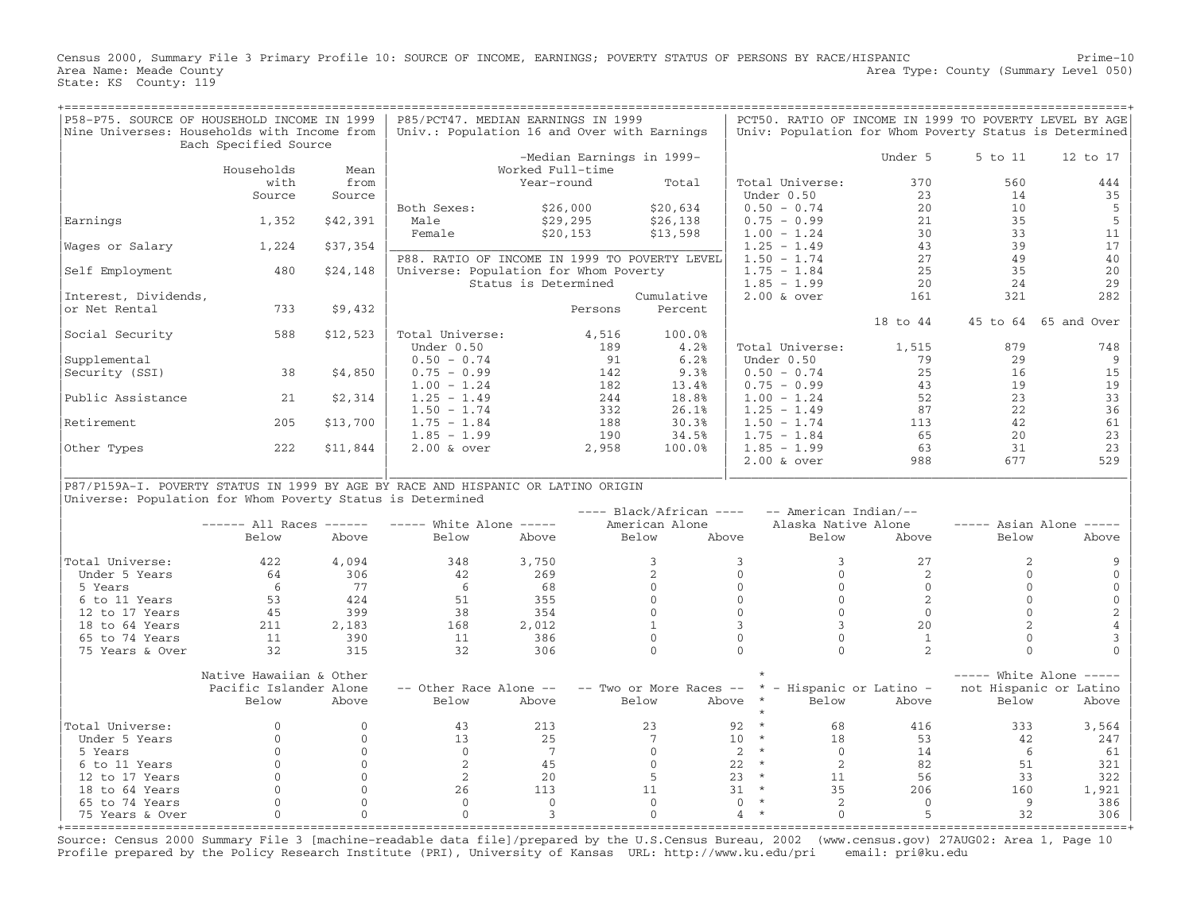Census 2000, Summary File 3 Primary Profile 10: SOURCE OF INCOME, EARNINGS; POVERTY STATUS OF PERSONS BY RACE/HISPANIC
Area Name: Meade County
State: KS County: 119
Area Type: County (Summary Level 050)

## P58-P75. SOURCE OF HOUSEHOLD INCOME IN 1999

Nine Universes: Households with Income from Each Specified Source

| | Households with Source | Mean from Source |
|---|---|---|
| Earnings | 1,352 | $42,391 |
| Wages or Salary | 1,224 | $37,354 |
| Self Employment | 480 | $24,148 |
| Interest, Dividends, or Net Rental | 733 | $9,432 |
| Social Security | 588 | $12,523 |
| Supplemental Security (SSI) | 38 | $4,850 |
| Public Assistance | 21 | $2,314 |
| Retirement | 205 | $13,700 |
| Other Types | 222 | $11,844 |

## P85/PCT47. MEDIAN EARNINGS IN 1999

Univ.: Population 16 and Over with Earnings

| | -Median Earnings in 1999- Worked Full-time Year-round | Total |
|---|---|---|
| Both Sexes: | $26,000 | $20,634 |
| Male | $29,295 | $26,138 |
| Female | $20,153 | $13,598 |

## P88. RATIO OF INCOME IN 1999 TO POVERTY LEVEL

Universe: Population for Whom Poverty Status is Determined

| | Persons | Cumulative Percent |
|---|---|---|
| Total Universe: | 4,516 | 100.0% |
| Under 0.50 | 189 | 4.2% |
| 0.50 - 0.74 | 91 | 6.2% |
| 0.75 - 0.99 | 142 | 9.3% |
| 1.00 - 1.24 | 182 | 13.4% |
| 1.25 - 1.49 | 244 | 18.8% |
| 1.50 - 1.74 | 332 | 26.1% |
| 1.75 - 1.84 | 188 | 30.3% |
| 1.85 - 1.99 | 190 | 34.5% |
| 2.00 & over | 2,958 | 100.0% |

## PCT50. RATIO OF INCOME IN 1999 TO POVERTY LEVEL BY AGE

Univ: Population for Whom Poverty Status is Determined

| | Under 5 | 5 to 11 | 12 to 17 |
|---|---|---|---|
| Total Universe: | 370 | 560 | 444 |
| Under 0.50 | 23 | 14 | 35 |
| 0.50 - 0.74 | 20 | 10 | 5 |
| 0.75 - 0.99 | 21 | 35 | 5 |
| 1.00 - 1.24 | 30 | 33 | 11 |
| 1.25 - 1.49 | 43 | 39 | 17 |
| 1.50 - 1.74 | 27 | 49 | 40 |
| 1.75 - 1.84 | 25 | 35 | 20 |
| 1.85 - 1.99 | 20 | 24 | 29 |
| 2.00 & over | 161 | 321 | 282 |

| | 18 to 44 | 45 to 64 | 65 and Over |
|---|---|---|---|
| Total Universe: | 1,515 | 879 | 748 |
| Under 0.50 | 79 | 29 | 9 |
| 0.50 - 0.74 | 25 | 16 | 15 |
| 0.75 - 0.99 | 43 | 19 | 19 |
| 1.00 - 1.24 | 52 | 23 | 33 |
| 1.25 - 1.49 | 87 | 22 | 36 |
| 1.50 - 1.74 | 113 | 42 | 61 |
| 1.75 - 1.84 | 65 | 20 | 23 |
| 1.85 - 1.99 | 63 | 31 | 23 |
| 2.00 & over | 988 | 677 | 529 |

## P87/P159A-I. POVERTY STATUS IN 1999 BY AGE BY RACE AND HISPANIC OR LATINO ORIGIN

Universe: Population for Whom Poverty Status is Determined

| | All Races | | White Alone | | Black/African American Alone | | American Indian/ Alaska Native Alone | | Asian Alone | |
|---|---|---|---|---|---|---|---|---|---|---|
| | Below | Above | Below | Above | Below | Above | Below | Above | Below | Above |
| Total Universe: | 422 | 4,094 | 348 | 3,750 | 3 | 3 | 3 | 27 | 2 | 9 |
| Under 5 Years | 64 | 306 | 42 | 269 | 2 | 0 | 0 | 2 | 0 | 0 |
| 5 Years | 6 | 77 | 6 | 68 | 0 | 0 | 0 | 0 | 0 | 0 |
| 6 to 11 Years | 53 | 424 | 51 | 355 | 0 | 0 | 0 | 2 | 0 | 0 |
| 12 to 17 Years | 45 | 399 | 38 | 354 | 0 | 0 | 0 | 0 | 0 | 2 |
| 18 to 64 Years | 211 | 2,183 | 168 | 2,012 | 1 | 3 | 3 | 20 | 2 | 4 |
| 65 to 74 Years | 11 | 390 | 11 | 386 | 0 | 0 | 0 | 1 | 0 | 3 |
| 75 Years & Over | 32 | 315 | 32 | 306 | 0 | 0 | 0 | 2 | 0 | 0 |

| | Native Hawaiian & Other Pacific Islander Alone | | Other Race Alone | | Two or More Races | | Hispanic or Latino | | White Alone not Hispanic or Latino | |
|---|---|---|---|---|---|---|---|---|---|---|
| | Below | Above | Below | Above | Below | Above | Below | Above | Below | Above |
| Total Universe: | 0 | 0 | 43 | 213 | 23 | 92 | 68 | 416 | 333 | 3,564 |
| Under 5 Years | 0 | 0 | 13 | 25 | 7 | 10 | 18 | 53 | 42 | 247 |
| 5 Years | 0 | 0 | 0 | 7 | 0 | 2 | 0 | 14 | 6 | 61 |
| 6 to 11 Years | 0 | 0 | 2 | 45 | 0 | 22 | 2 | 82 | 51 | 321 |
| 12 to 17 Years | 0 | 0 | 2 | 20 | 5 | 23 | 11 | 56 | 33 | 322 |
| 18 to 64 Years | 0 | 0 | 26 | 113 | 11 | 31 | 35 | 206 | 160 | 1,921 |
| 65 to 74 Years | 0 | 0 | 0 | 0 | 0 | 0 | 2 | 0 | 9 | 386 |
| 75 Years & Over | 0 | 0 | 0 | 3 | 0 | 4 | 0 | 5 | 32 | 306 |

Source: Census 2000 Summary File 3 [machine-readable data file]/prepared by the U.S.Census Bureau, 2002 (www.census.gov) 27AUG02: Area 1, Page 10
Profile prepared by the Policy Research Institute (PRI), University of Kansas URL: http://www.ku.edu/pri email: pri@ku.edu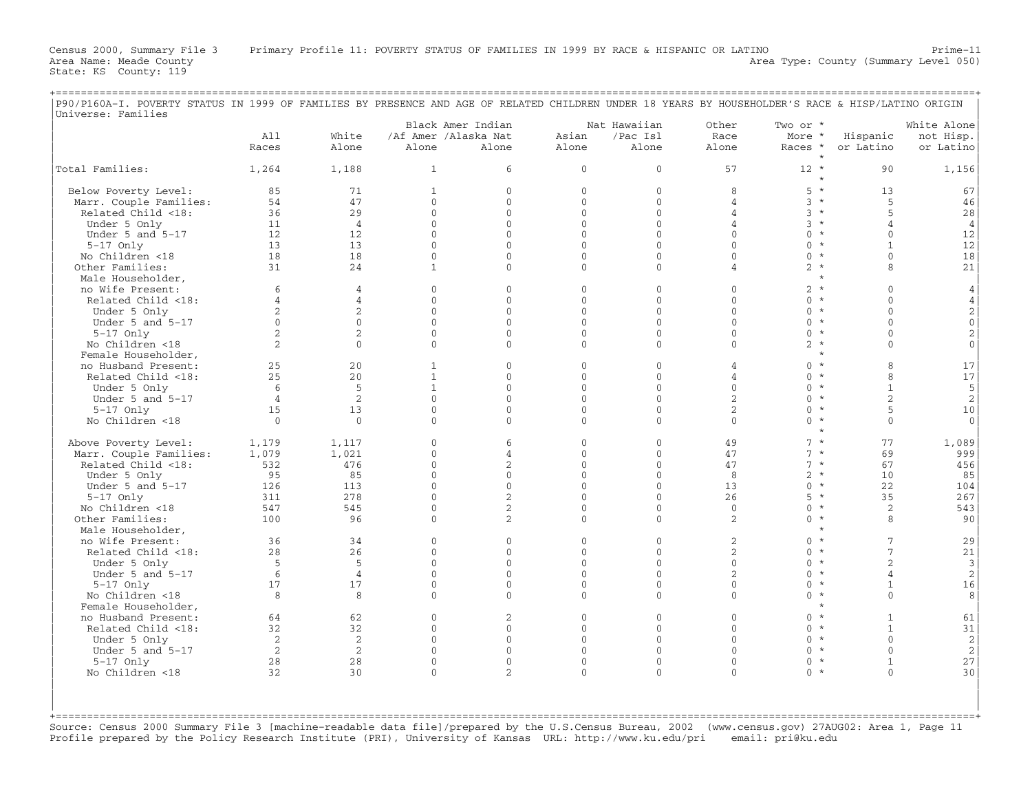Census 2000, Summary File 3 Primary Profile 11: POVERTY STATUS OF FAMILIES IN 1999 BY RACE & HISPANIC OR LATINO Prime-11
Area Name: Meade County Area Type: County (Summary Level 050)
State: KS County: 119

P90/P160A-I. POVERTY STATUS IN 1999 OF FAMILIES BY PRESENCE AND AGE OF RELATED CHILDREN UNDER 18 YEARS BY HOUSEHOLDER'S RACE & HISP/LATINO ORIGIN
Universe: Families

| | All Races | White Alone | Black /Af Amer Alone | Amer Indian /Alaska Nat Alone | Asian Alone | Nat Hawaiian /Pac Isl Alone | Other Race Alone | Two or More Races * | Hispanic or Latino | White Alone not Hisp. or Latino |
|---|---|---|---|---|---|---|---|---|---|---|
| Total Families: | 1,264 | 1,188 | 1 | 6 | 0 | 0 | 57 | 12 * | 90 | 1,156 |
| Below Poverty Level: | 85 | 71 | 1 | 0 | 0 | 0 | 8 | 5 * | 13 | 67 |
| Marr. Couple Families: | 54 | 47 | 0 | 0 | 0 | 0 | 4 | 3 * | 5 | 46 |
| Related Child <18: | 36 | 29 | 0 | 0 | 0 | 0 | 4 | 3 * | 5 | 28 |
| Under 5 Only | 11 | 4 | 0 | 0 | 0 | 0 | 4 | 3 * | 4 | 4 |
| Under 5 and 5-17 | 12 | 12 | 0 | 0 | 0 | 0 | 0 | 0 * | 0 | 12 |
| 5-17 Only | 13 | 13 | 0 | 0 | 0 | 0 | 0 | 0 * | 1 | 12 |
| No Children <18 | 18 | 18 | 0 | 0 | 0 | 0 | 0 | 0 * | 0 | 18 |
| Other Families: | 31 | 24 | 1 | 0 | 0 | 0 | 4 | 2 * | 8 | 21 |
| Male Householder, no Wife Present: | 6 | 4 | 0 | 0 | 0 | 0 | 0 | 2 * | 0 | 4 |
| Related Child <18: | 4 | 4 | 0 | 0 | 0 | 0 | 0 | 0 * | 0 | 4 |
| Under 5 Only | 2 | 2 | 0 | 0 | 0 | 0 | 0 | 0 * | 0 | 2 |
| Under 5 and 5-17 | 0 | 0 | 0 | 0 | 0 | 0 | 0 | 0 * | 0 | 0 |
| 5-17 Only | 2 | 2 | 0 | 0 | 0 | 0 | 0 | 0 * | 0 | 2 |
| No Children <18 | 2 | 0 | 0 | 0 | 0 | 0 | 0 | 2 * | 0 | 0 |
| Female Householder, no Husband Present: | 25 | 20 | 1 | 0 | 0 | 0 | 4 | 0 * | 8 | 17 |
| Related Child <18: | 25 | 20 | 1 | 0 | 0 | 0 | 4 | 0 * | 8 | 17 |
| Under 5 Only | 6 | 5 | 1 | 0 | 0 | 0 | 0 | 0 * | 1 | 5 |
| Under 5 and 5-17 | 4 | 2 | 0 | 0 | 0 | 0 | 2 | 0 * | 2 | 2 |
| 5-17 Only | 15 | 13 | 0 | 0 | 0 | 0 | 2 | 0 * | 5 | 10 |
| No Children <18 | 0 | 0 | 0 | 0 | 0 | 0 | 0 | 0 * | 0 | 0 |
| Above Poverty Level: | 1,179 | 1,117 | 0 | 6 | 0 | 0 | 49 | 7 * | 77 | 1,089 |
| Marr. Couple Families: | 1,079 | 1,021 | 0 | 4 | 0 | 0 | 47 | 7 * | 69 | 999 |
| Related Child <18: | 532 | 476 | 0 | 2 | 0 | 0 | 47 | 7 * | 67 | 456 |
| Under 5 Only | 95 | 85 | 0 | 0 | 0 | 0 | 8 | 2 * | 10 | 85 |
| Under 5 and 5-17 | 126 | 113 | 0 | 0 | 0 | 0 | 13 | 0 * | 22 | 104 |
| 5-17 Only | 311 | 278 | 0 | 2 | 0 | 0 | 26 | 5 * | 35 | 267 |
| No Children <18 | 547 | 545 | 0 | 2 | 0 | 0 | 0 | 0 * | 2 | 543 |
| Other Families: | 100 | 96 | 0 | 2 | 0 | 0 | 2 | 0 * | 8 | 90 |
| Male Householder, no Wife Present: | 36 | 34 | 0 | 0 | 0 | 0 | 2 | 0 * | 7 | 29 |
| Related Child <18: | 28 | 26 | 0 | 0 | 0 | 0 | 2 | 0 * | 7 | 21 |
| Under 5 Only | 5 | 5 | 0 | 0 | 0 | 0 | 0 | 0 * | 2 | 3 |
| Under 5 and 5-17 | 6 | 4 | 0 | 0 | 0 | 0 | 2 | 0 * | 4 | 2 |
| 5-17 Only | 17 | 17 | 0 | 0 | 0 | 0 | 0 | 0 * | 1 | 16 |
| No Children <18 | 8 | 8 | 0 | 0 | 0 | 0 | 0 | 0 * | 0 | 8 |
| Female Householder, no Husband Present: | 64 | 62 | 0 | 2 | 0 | 0 | 0 | 0 * | 1 | 61 |
| Related Child <18: | 32 | 32 | 0 | 0 | 0 | 0 | 0 | 0 * | 1 | 31 |
| Under 5 Only | 2 | 2 | 0 | 0 | 0 | 0 | 0 | 0 * | 0 | 2 |
| Under 5 and 5-17 | 2 | 2 | 0 | 0 | 0 | 0 | 0 | 0 * | 0 | 2 |
| 5-17 Only | 28 | 28 | 0 | 0 | 0 | 0 | 0 | 0 * | 1 | 27 |
| No Children <18 | 32 | 30 | 0 | 2 | 0 | 0 | 0 | 0 * | 0 | 30 |

Source: Census 2000 Summary File 3 [machine-readable data file]/prepared by the U.S.Census Bureau, 2002 (www.census.gov) 27AUG02: Area 1, Page 11
Profile prepared by the Policy Research Institute (PRI), University of Kansas URL: http://www.ku.edu/pri email: pri@ku.edu